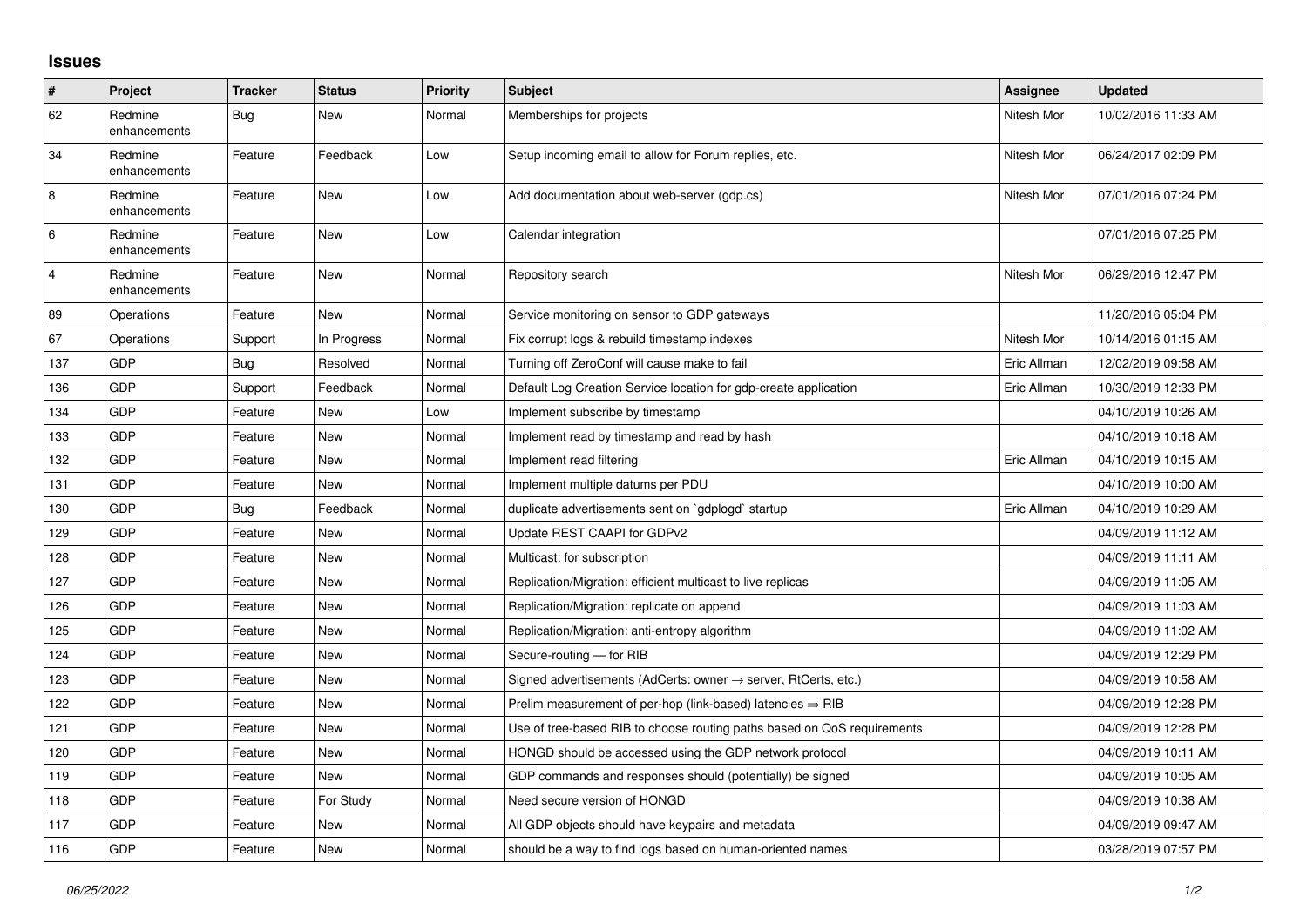## Issues

| # | Project | Tracker | Status | Priority | Subject | Assignee | Updated |
|---|---|---|---|---|---|---|---|
| 62 | Redmine enhancements | Bug | New | Normal | Memberships for projects | Nitesh Mor | 10/02/2016 11:33 AM |
| 34 | Redmine enhancements | Feature | Feedback | Low | Setup incoming email to allow for Forum replies, etc. | Nitesh Mor | 06/24/2017 02:09 PM |
| 8 | Redmine enhancements | Feature | New | Low | Add documentation about web-server (gdp.cs) | Nitesh Mor | 07/01/2016 07:24 PM |
| 6 | Redmine enhancements | Feature | New | Low | Calendar integration | | 07/01/2016 07:25 PM |
| 4 | Redmine enhancements | Feature | New | Normal | Repository search | Nitesh Mor | 06/29/2016 12:47 PM |
| 89 | Operations | Feature | New | Normal | Service monitoring on sensor to GDP gateways | | 11/20/2016 05:04 PM |
| 67 | Operations | Support | In Progress | Normal | Fix corrupt logs & rebuild timestamp indexes | Nitesh Mor | 10/14/2016 01:15 AM |
| 137 | GDP | Bug | Resolved | Normal | Turning off ZeroConf will cause make to fail | Eric Allman | 12/02/2019 09:58 AM |
| 136 | GDP | Support | Feedback | Normal | Default Log Creation Service location for gdp-create application | Eric Allman | 10/30/2019 12:33 PM |
| 134 | GDP | Feature | New | Low | Implement subscribe by timestamp | | 04/10/2019 10:26 AM |
| 133 | GDP | Feature | New | Normal | Implement read by timestamp and read by hash | | 04/10/2019 10:18 AM |
| 132 | GDP | Feature | New | Normal | Implement read filtering | Eric Allman | 04/10/2019 10:15 AM |
| 131 | GDP | Feature | New | Normal | Implement multiple datums per PDU | | 04/10/2019 10:00 AM |
| 130 | GDP | Bug | Feedback | Normal | duplicate advertisements sent on `gdplogd` startup | Eric Allman | 04/10/2019 10:29 AM |
| 129 | GDP | Feature | New | Normal | Update REST CAAPI for GDPv2 | | 04/09/2019 11:12 AM |
| 128 | GDP | Feature | New | Normal | Multicast: for subscription | | 04/09/2019 11:11 AM |
| 127 | GDP | Feature | New | Normal | Replication/Migration: efficient multicast to live replicas | | 04/09/2019 11:05 AM |
| 126 | GDP | Feature | New | Normal | Replication/Migration: replicate on append | | 04/09/2019 11:03 AM |
| 125 | GDP | Feature | New | Normal | Replication/Migration: anti-entropy algorithm | | 04/09/2019 11:02 AM |
| 124 | GDP | Feature | New | Normal | Secure-routing — for RIB | | 04/09/2019 12:29 PM |
| 123 | GDP | Feature | New | Normal | Signed advertisements (AdCerts: owner → server, RtCerts, etc.) | | 04/09/2019 10:58 AM |
| 122 | GDP | Feature | New | Normal | Prelim measurement of per-hop (link-based) latencies ⇒ RIB | | 04/09/2019 12:28 PM |
| 121 | GDP | Feature | New | Normal | Use of tree-based RIB to choose routing paths based on QoS requirements | | 04/09/2019 12:28 PM |
| 120 | GDP | Feature | New | Normal | HONGD should be accessed using the GDP network protocol | | 04/09/2019 10:11 AM |
| 119 | GDP | Feature | New | Normal | GDP commands and responses should (potentially) be signed | | 04/09/2019 10:05 AM |
| 118 | GDP | Feature | For Study | Normal | Need secure version of HONGD | | 04/09/2019 10:38 AM |
| 117 | GDP | Feature | New | Normal | All GDP objects should have keypairs and metadata | | 04/09/2019 09:47 AM |
| 116 | GDP | Feature | New | Normal | should be a way to find logs based on human-oriented names | | 03/28/2019 07:57 PM |

*06/25/2022*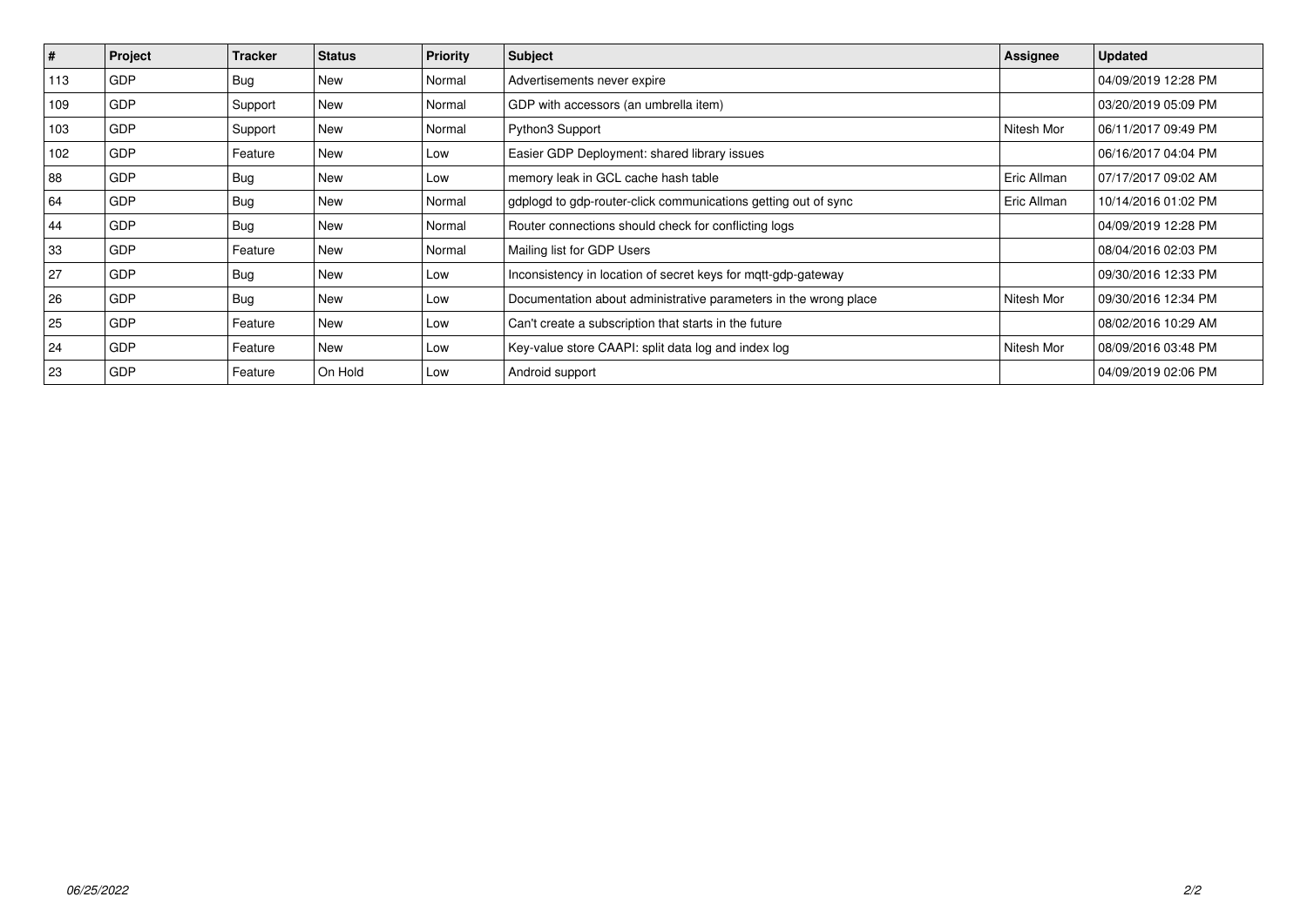| # | Project | Tracker | Status | Priority | Subject | Assignee | Updated |
|---|---|---|---|---|---|---|---|
| 113 | GDP | Bug | New | Normal | Advertisements never expire | | 04/09/2019 12:28 PM |
| 109 | GDP | Support | New | Normal | GDP with accessors (an umbrella item) | | 03/20/2019 05:09 PM |
| 103 | GDP | Support | New | Normal | Python3 Support | Nitesh Mor | 06/11/2017 09:49 PM |
| 102 | GDP | Feature | New | Low | Easier GDP Deployment: shared library issues | | 06/16/2017 04:04 PM |
| 88 | GDP | Bug | New | Low | memory leak in GCL cache hash table | Eric Allman | 07/17/2017 09:02 AM |
| 64 | GDP | Bug | New | Normal | gdplogd to gdp-router-click communications getting out of sync | Eric Allman | 10/14/2016 01:02 PM |
| 44 | GDP | Bug | New | Normal | Router connections should check for conflicting logs | | 04/09/2019 12:28 PM |
| 33 | GDP | Feature | New | Normal | Mailing list for GDP Users | | 08/04/2016 02:03 PM |
| 27 | GDP | Bug | New | Low | Inconsistency in location of secret keys for mqtt-gdp-gateway | | 09/30/2016 12:33 PM |
| 26 | GDP | Bug | New | Low | Documentation about administrative parameters in the wrong place | Nitesh Mor | 09/30/2016 12:34 PM |
| 25 | GDP | Feature | New | Low | Can't create a subscription that starts in the future | | 08/02/2016 10:29 AM |
| 24 | GDP | Feature | New | Low | Key-value store CAAPI: split data log and index log | Nitesh Mor | 08/09/2016 03:48 PM |
| 23 | GDP | Feature | On Hold | Low | Android support | | 04/09/2019 02:06 PM |